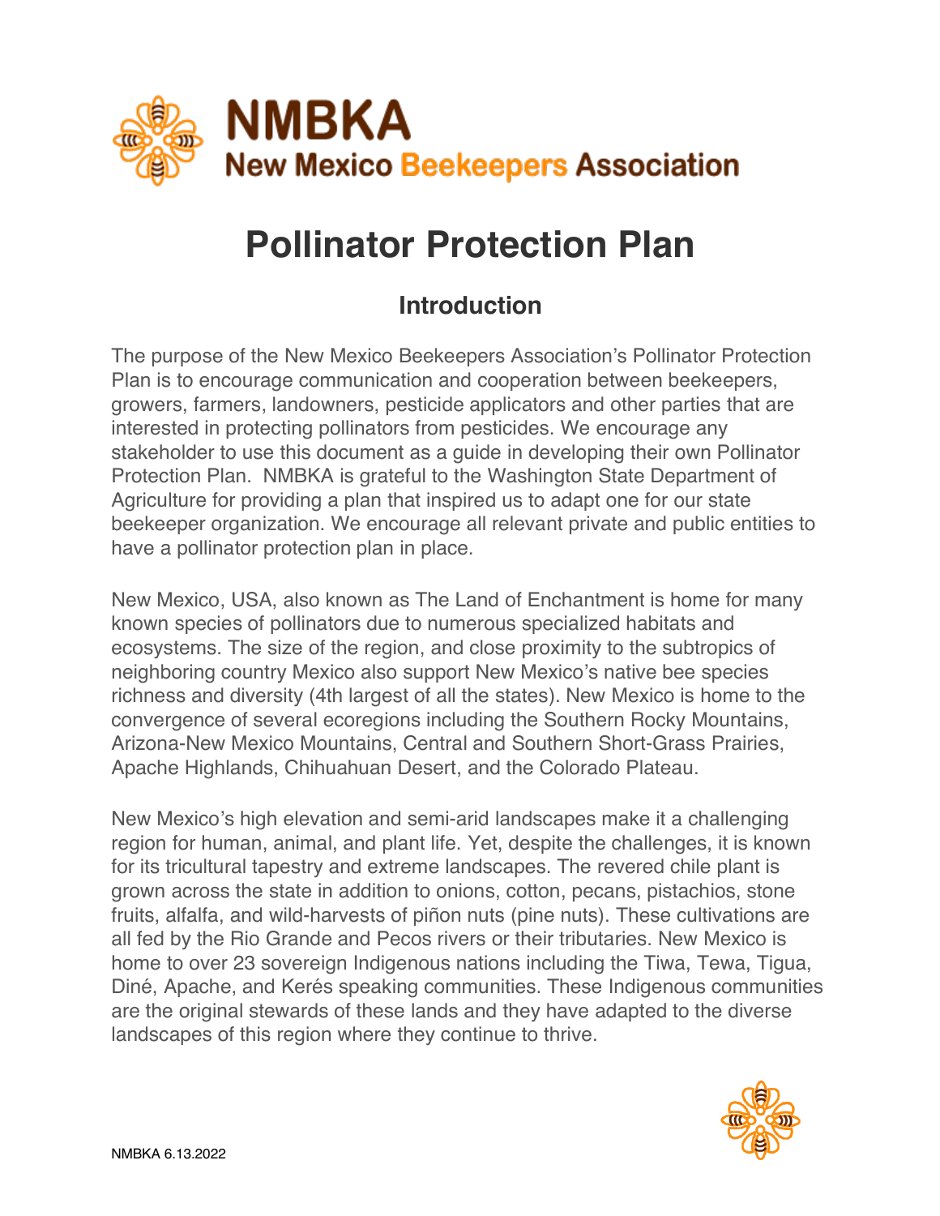# NMBKA
## New Mexico Beekeepers Association

# Pollinator Protection Plan

## Introduction

The purpose of the New Mexico Beekeepers Association's Pollinator Protection Plan is to encourage communication and cooperation between beekeepers, growers, farmers, landowners, pesticide applicators and other parties that are interested in protecting pollinators from pesticides. We encourage any stakeholder to use this document as a guide in developing their own Pollinator Protection Plan. NMBKA is grateful to the Washington State Department of Agriculture for providing a plan that inspired us to adapt one for our state beekeeper organization. We encourage all relevant private and public entities to have a pollinator protection plan in place.

New Mexico, USA, also known as The Land of Enchantment is home for many known species of pollinators due to numerous specialized habitats and ecosystems. The size of the region, and close proximity to the subtropics of neighboring country Mexico also support New Mexico's native bee species richness and diversity (4th largest of all the states). New Mexico is home to the convergence of several ecoregions including the Southern Rocky Mountains, Arizona-New Mexico Mountains, Central and Southern Short-Grass Prairies, Apache Highlands, Chihuahuan Desert, and the Colorado Plateau.

New Mexico's high elevation and semi-arid landscapes make it a challenging region for human, animal, and plant life. Yet, despite the challenges, it is known for its tricultural tapestry and extreme landscapes. The revered chile plant is grown across the state in addition to onions, cotton, pecans, pistachios, stone fruits, alfalfa, and wild-harvests of piñon nuts (pine nuts). These cultivations are all fed by the Rio Grande and Pecos rivers or their tributaries. New Mexico is home to over 23 sovereign Indigenous nations including the Tiwa, Tewa, Tigua, Diné, Apache, and Kerés speaking communities. These Indigenous communities are the original stewards of these lands and they have adapted to the diverse landscapes of this region where they continue to thrive.

NMBKA 6.13.2022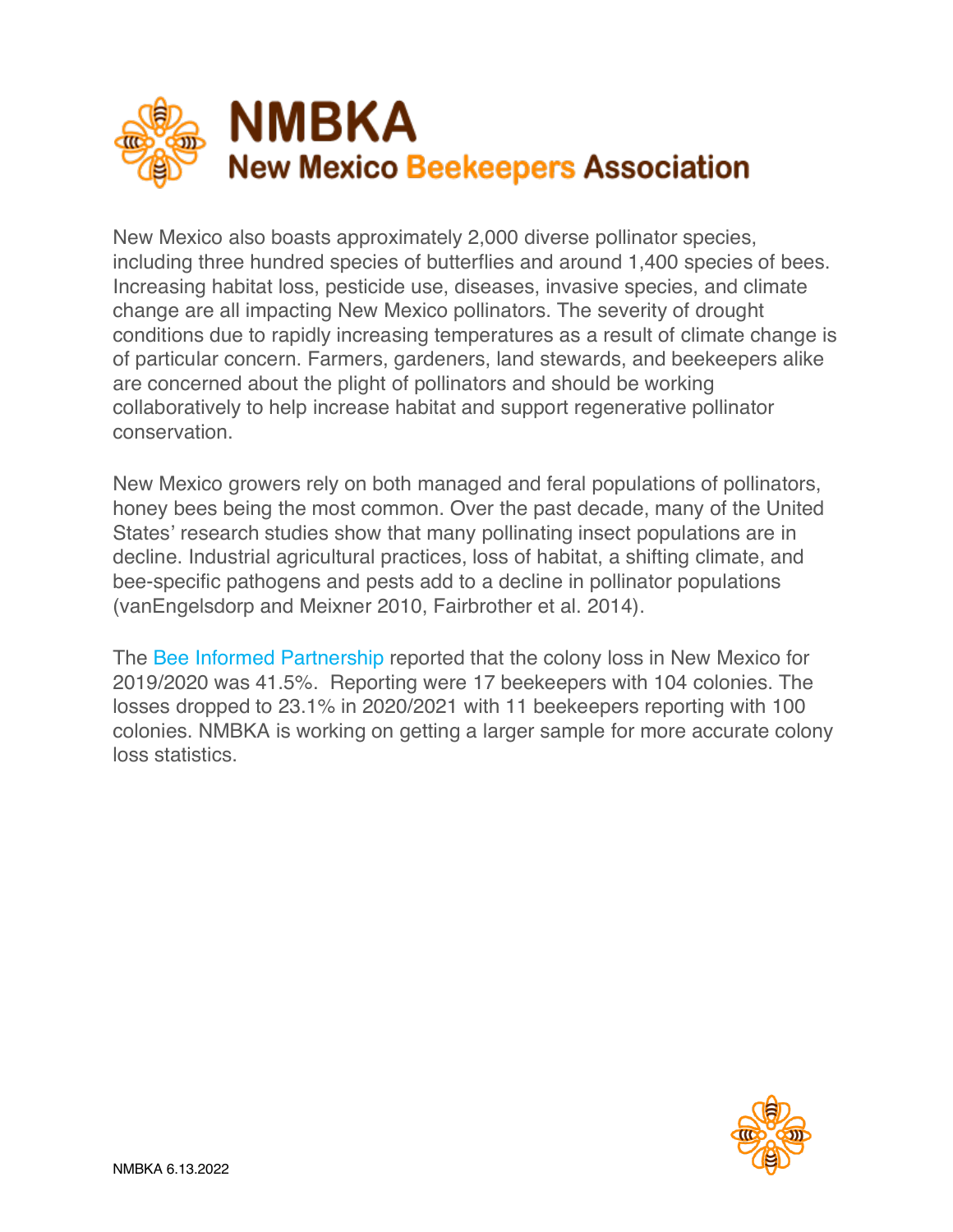# NMBKA
## New Mexico Beekeepers Association

New Mexico also boasts approximately 2,000 diverse pollinator species, including three hundred species of butterflies and around 1,400 species of bees. Increasing habitat loss, pesticide use, diseases, invasive species, and climate change are all impacting New Mexico pollinators. The severity of drought conditions due to rapidly increasing temperatures as a result of climate change is of particular concern. Farmers, gardeners, land stewards, and beekeepers alike are concerned about the plight of pollinators and should be working collaboratively to help increase habitat and support regenerative pollinator conservation.

New Mexico growers rely on both managed and feral populations of pollinators, honey bees being the most common. Over the past decade, many of the United States' research studies show that many pollinating insect populations are in decline. Industrial agricultural practices, loss of habitat, a shifting climate, and bee-specific pathogens and pests add to a decline in pollinator populations (vanEngelsdorp and Meixner 2010, Fairbrother et al. 2014).

The Bee Informed Partnership reported that the colony loss in New Mexico for 2019/2020 was 41.5%. Reporting were 17 beekeepers with 104 colonies. The losses dropped to 23.1% in 2020/2021 with 11 beekeepers reporting with 100 colonies. NMBKA is working on getting a larger sample for more accurate colony loss statistics.

NMBKA 6.13.2022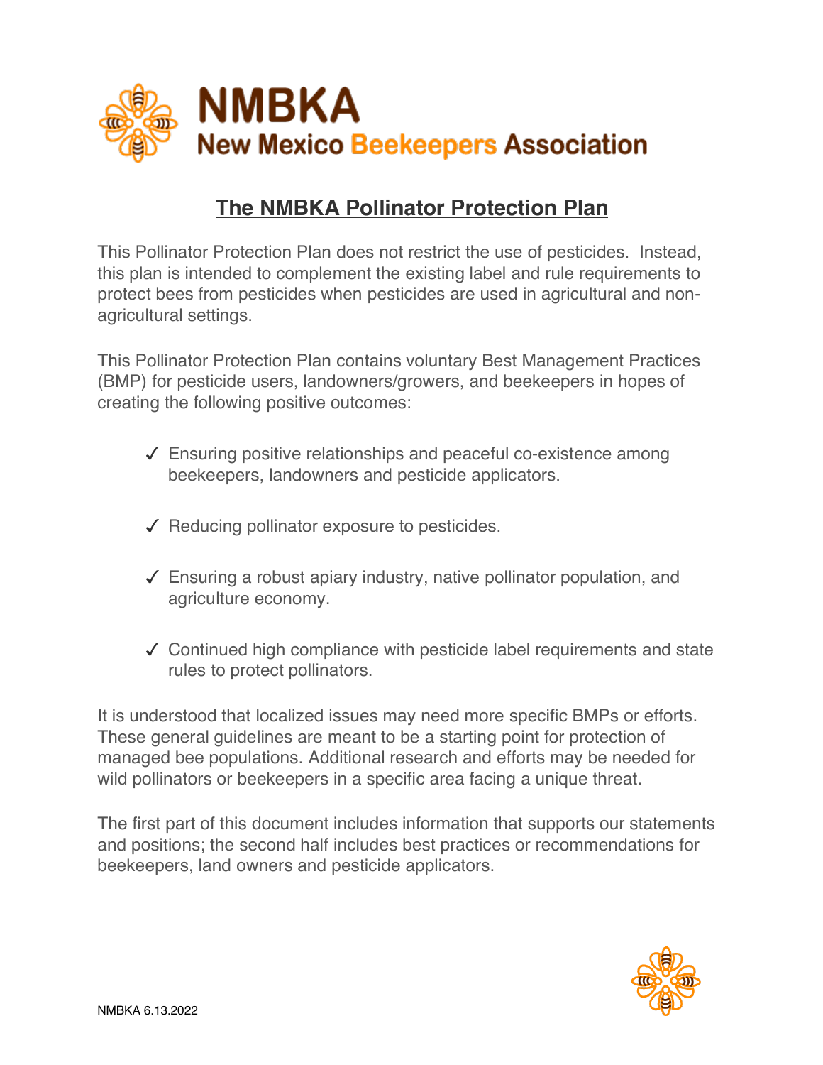# NMBKA

## New Mexico Beekeepers Association

## The NMBKA Pollinator Protection Plan

This Pollinator Protection Plan does not restrict the use of pesticides. Instead, this plan is intended to complement the existing label and rule requirements to protect bees from pesticides when pesticides are used in agricultural and non-agricultural settings.

This Pollinator Protection Plan contains voluntary Best Management Practices (BMP) for pesticide users, landowners/growers, and beekeepers in hopes of creating the following positive outcomes:

- ✓ Ensuring positive relationships and peaceful co-existence among beekeepers, landowners and pesticide applicators.
- ✓ Reducing pollinator exposure to pesticides.
- ✓ Ensuring a robust apiary industry, native pollinator population, and agriculture economy.
- ✓ Continued high compliance with pesticide label requirements and state rules to protect pollinators.

It is understood that localized issues may need more specific BMPs or efforts. These general guidelines are meant to be a starting point for protection of managed bee populations. Additional research and efforts may be needed for wild pollinators or beekeepers in a specific area facing a unique threat.

The first part of this document includes information that supports our statements and positions; the second half includes best practices or recommendations for beekeepers, land owners and pesticide applicators.

NMBKA 6.13.2022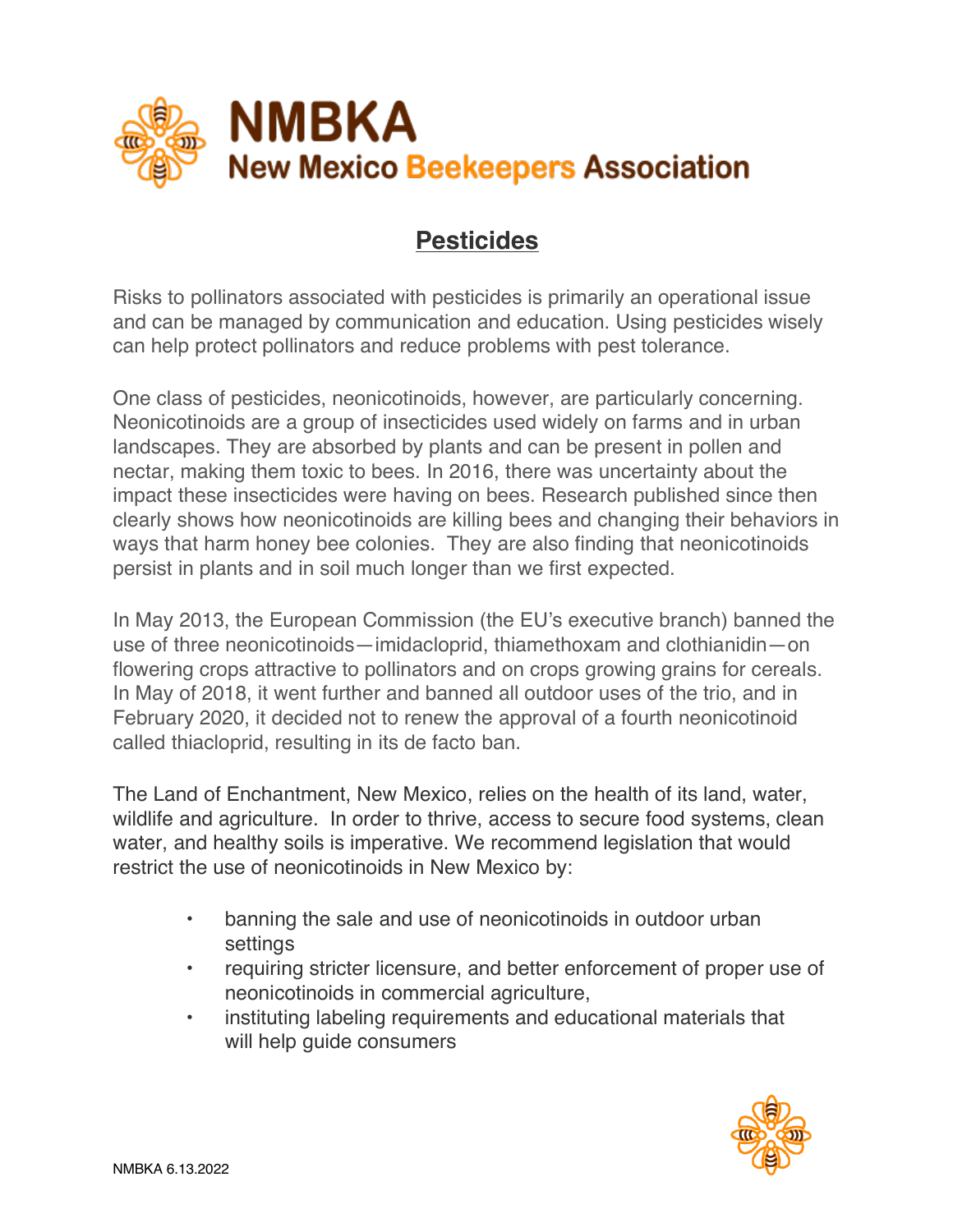# NMBKA

## New Mexico Beekeepers Association

## Pesticides

Risks to pollinators associated with pesticides is primarily an operational issue and can be managed by communication and education. Using pesticides wisely can help protect pollinators and reduce problems with pest tolerance.

One class of pesticides, neonicotinoids, however, are particularly concerning. Neonicotinoids are a group of insecticides used widely on farms and in urban landscapes. They are absorbed by plants and can be present in pollen and nectar, making them toxic to bees. In 2016, there was uncertainty about the impact these insecticides were having on bees. Research published since then clearly shows how neonicotinoids are killing bees and changing their behaviors in ways that harm honey bee colonies. They are also finding that neonicotinoids persist in plants and in soil much longer than we first expected.

In May 2013, the European Commission (the EU's executive branch) banned the use of three neonicotinoids—imidacloprid, thiamethoxam and clothianidin—on flowering crops attractive to pollinators and on crops growing grains for cereals. In May of 2018, it went further and banned all outdoor uses of the trio, and in February 2020, it decided not to renew the approval of a fourth neonicotinoid called thiacloprid, resulting in its de facto ban.

The Land of Enchantment, New Mexico, relies on the health of its land, water, wildlife and agriculture. In order to thrive, access to secure food systems, clean water, and healthy soils is imperative. We recommend legislation that would restrict the use of neonicotinoids in New Mexico by:

- banning the sale and use of neonicotinoids in outdoor urban settings
- requiring stricter licensure, and better enforcement of proper use of neonicotinoids in commercial agriculture,
- instituting labeling requirements and educational materials that will help guide consumers

NMBKA 6.13.2022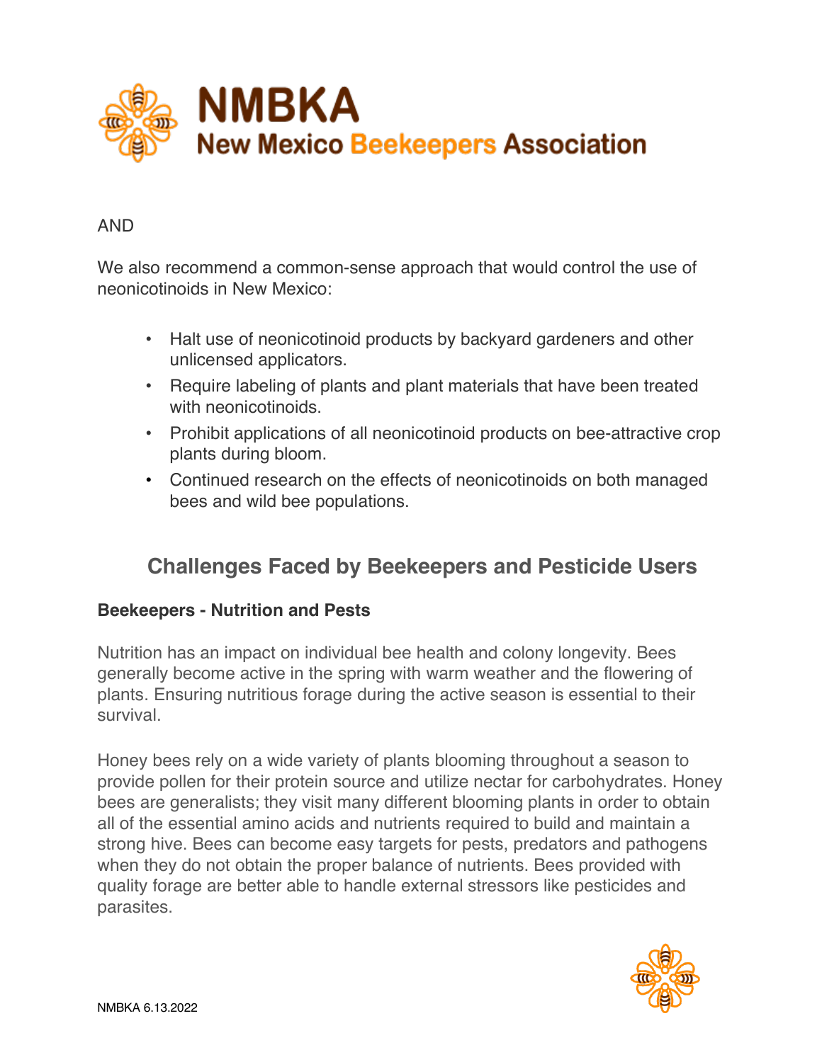AND

We also recommend a common-sense approach that would control the use of neonicotinoids in New Mexico:

- Halt use of neonicotinoid products by backyard gardeners and other unlicensed applicators.
- Require labeling of plants and plant materials that have been treated with neonicotinoids.
- Prohibit applications of all neonicotinoid products on bee-attractive crop plants during bloom.
- Continued research on the effects of neonicotinoids on both managed bees and wild bee populations.

## Challenges Faced by Beekeepers and Pesticide Users

**Beekeepers - Nutrition and Pests**

Nutrition has an impact on individual bee health and colony longevity. Bees generally become active in the spring with warm weather and the flowering of plants. Ensuring nutritious forage during the active season is essential to their survival.

Honey bees rely on a wide variety of plants blooming throughout a season to provide pollen for their protein source and utilize nectar for carbohydrates. Honey bees are generalists; they visit many different blooming plants in order to obtain all of the essential amino acids and nutrients required to build and maintain a strong hive. Bees can become easy targets for pests, predators and pathogens when they do not obtain the proper balance of nutrients. Bees provided with quality forage are better able to handle external stressors like pesticides and parasites.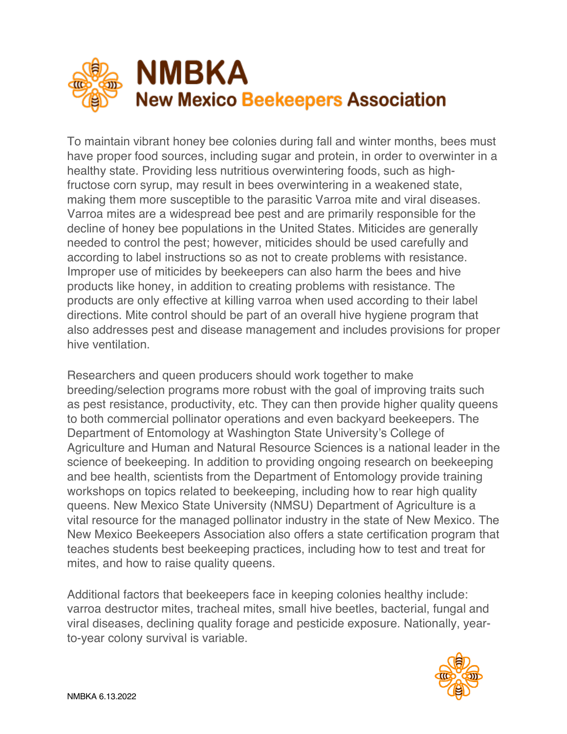# NMBKA
## New Mexico Beekeepers Association

To maintain vibrant honey bee colonies during fall and winter months, bees must have proper food sources, including sugar and protein, in order to overwinter in a healthy state. Providing less nutritious overwintering foods, such as high-fructose corn syrup, may result in bees overwintering in a weakened state, making them more susceptible to the parasitic Varroa mite and viral diseases. Varroa mites are a widespread bee pest and are primarily responsible for the decline of honey bee populations in the United States. Miticides are generally needed to control the pest; however, miticides should be used carefully and according to label instructions so as not to create problems with resistance. Improper use of miticides by beekeepers can also harm the bees and hive products like honey, in addition to creating problems with resistance. The products are only effective at killing varroa when used according to their label directions. Mite control should be part of an overall hive hygiene program that also addresses pest and disease management and includes provisions for proper hive ventilation.

Researchers and queen producers should work together to make breeding/selection programs more robust with the goal of improving traits such as pest resistance, productivity, etc. They can then provide higher quality queens to both commercial pollinator operations and even backyard beekeepers. The Department of Entomology at Washington State University's College of Agriculture and Human and Natural Resource Sciences is a national leader in the science of beekeeping. In addition to providing ongoing research on beekeeping and bee health, scientists from the Department of Entomology provide training workshops on topics related to beekeeping, including how to rear high quality queens. New Mexico State University (NMSU) Department of Agriculture is a vital resource for the managed pollinator industry in the state of New Mexico. The New Mexico Beekeepers Association also offers a state certification program that teaches students best beekeeping practices, including how to test and treat for mites, and how to raise quality queens.

Additional factors that beekeepers face in keeping colonies healthy include: varroa destructor mites, tracheal mites, small hive beetles, bacterial, fungal and viral diseases, declining quality forage and pesticide exposure. Nationally, year-to-year colony survival is variable.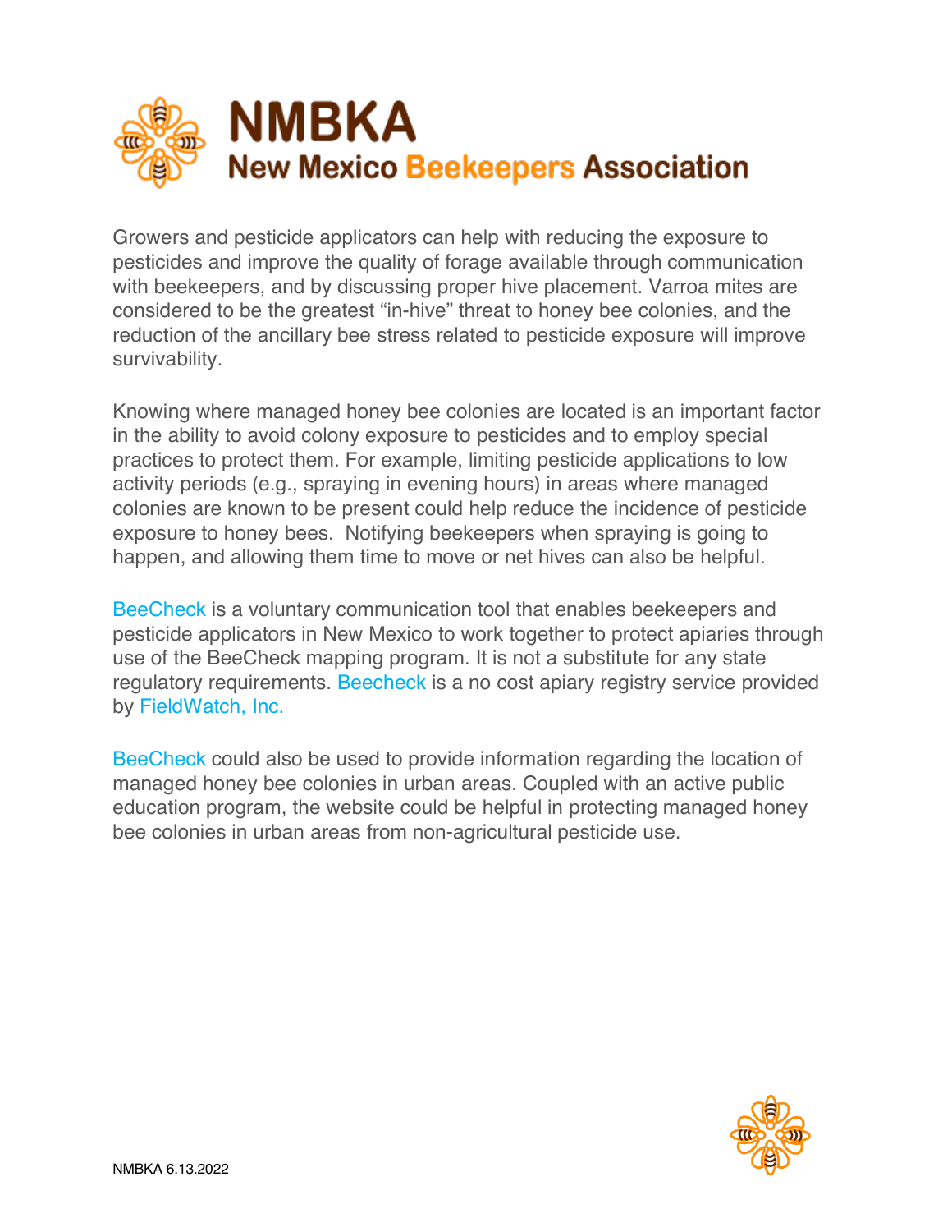# NMBKA
## New Mexico Beekeepers Association

Growers and pesticide applicators can help with reducing the exposure to pesticides and improve the quality of forage available through communication with beekeepers, and by discussing proper hive placement. Varroa mites are considered to be the greatest "in-hive" threat to honey bee colonies, and the reduction of the ancillary bee stress related to pesticide exposure will improve survivability.

Knowing where managed honey bee colonies are located is an important factor in the ability to avoid colony exposure to pesticides and to employ special practices to protect them. For example, limiting pesticide applications to low activity periods (e.g., spraying in evening hours) in areas where managed colonies are known to be present could help reduce the incidence of pesticide exposure to honey bees. Notifying beekeepers when spraying is going to happen, and allowing them time to move or net hives can also be helpful.

BeeCheck is a voluntary communication tool that enables beekeepers and pesticide applicators in New Mexico to work together to protect apiaries through use of the BeeCheck mapping program. It is not a substitute for any state regulatory requirements. Beecheck is a no cost apiary registry service provided by FieldWatch, Inc.

BeeCheck could also be used to provide information regarding the location of managed honey bee colonies in urban areas. Coupled with an active public education program, the website could be helpful in protecting managed honey bee colonies in urban areas from non-agricultural pesticide use.

NMBKA 6.13.2022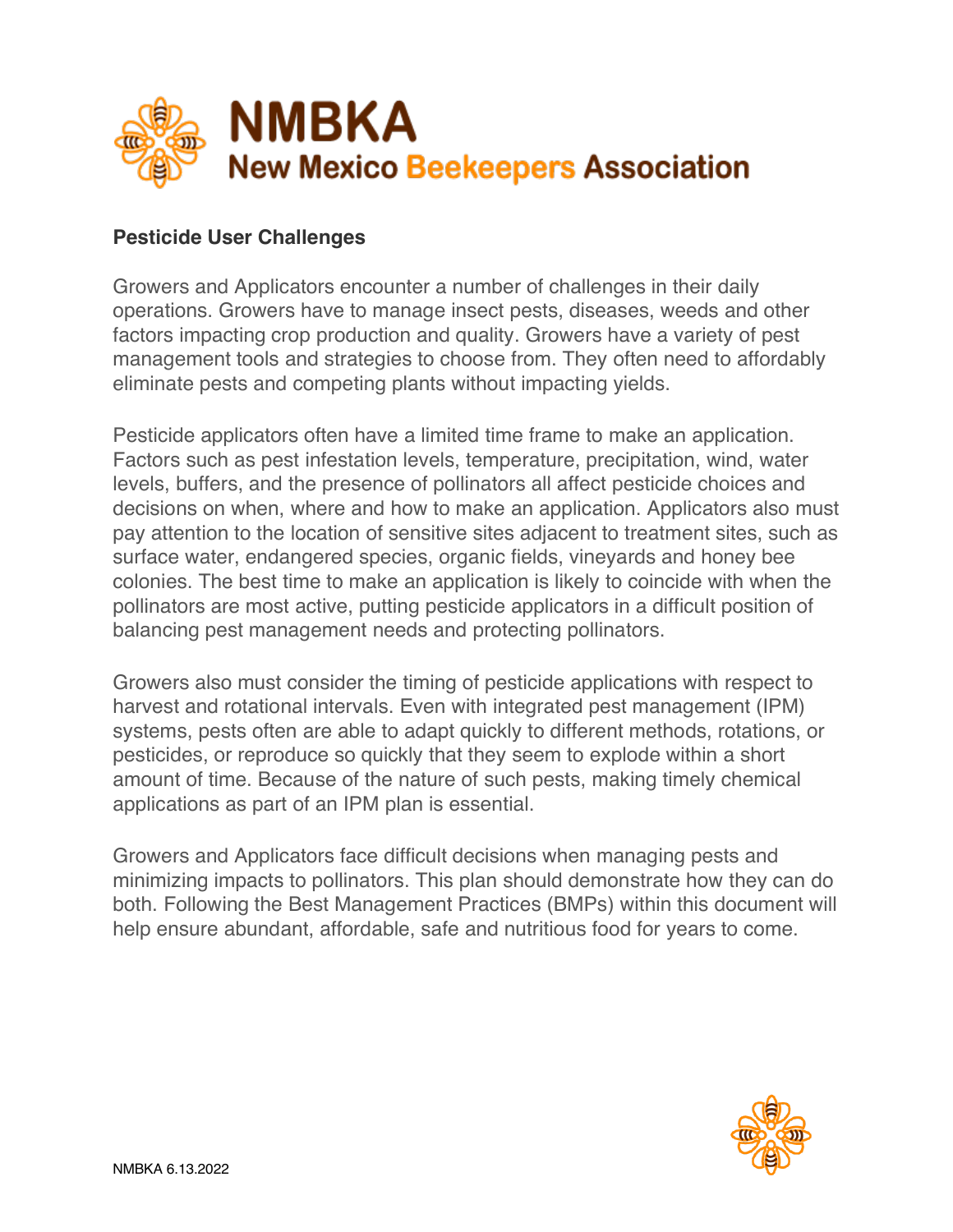## Pesticide User Challenges

Growers and Applicators encounter a number of challenges in their daily operations. Growers have to manage insect pests, diseases, weeds and other factors impacting crop production and quality. Growers have a variety of pest management tools and strategies to choose from. They often need to affordably eliminate pests and competing plants without impacting yields.

Pesticide applicators often have a limited time frame to make an application. Factors such as pest infestation levels, temperature, precipitation, wind, water levels, buffers, and the presence of pollinators all affect pesticide choices and decisions on when, where and how to make an application. Applicators also must pay attention to the location of sensitive sites adjacent to treatment sites, such as surface water, endangered species, organic fields, vineyards and honey bee colonies. The best time to make an application is likely to coincide with when the pollinators are most active, putting pesticide applicators in a difficult position of balancing pest management needs and protecting pollinators.

Growers also must consider the timing of pesticide applications with respect to harvest and rotational intervals. Even with integrated pest management (IPM) systems, pests often are able to adapt quickly to different methods, rotations, or pesticides, or reproduce so quickly that they seem to explode within a short amount of time. Because of the nature of such pests, making timely chemical applications as part of an IPM plan is essential.

Growers and Applicators face difficult decisions when managing pests and minimizing impacts to pollinators. This plan should demonstrate how they can do both. Following the Best Management Practices (BMPs) within this document will help ensure abundant, affordable, safe and nutritious food for years to come.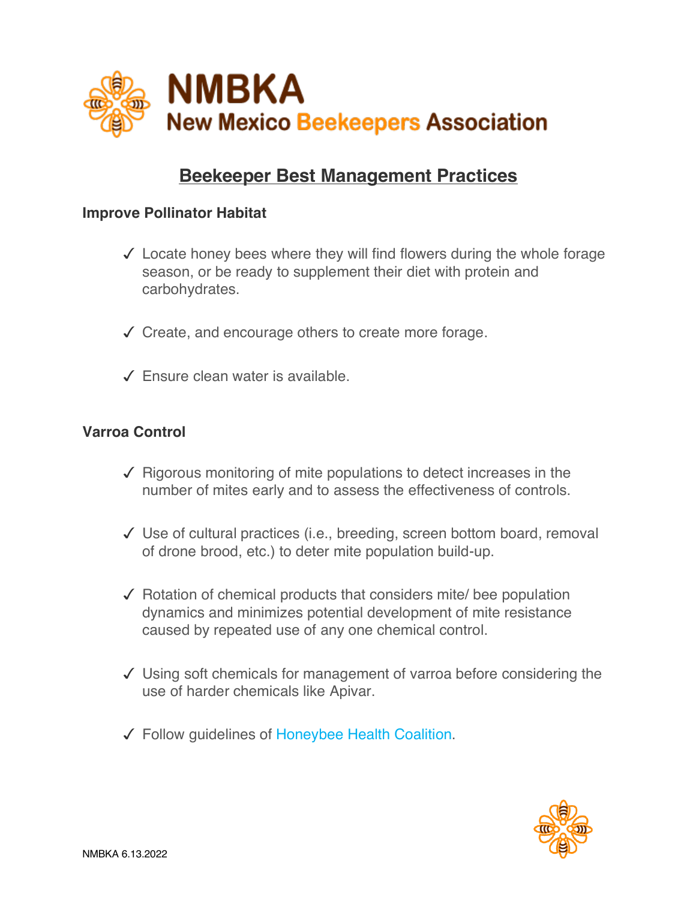# NMBKA
## New Mexico Beekeepers Association

## Beekeeper Best Management Practices

### Improve Pollinator Habitat

- ✓ Locate honey bees where they will find flowers during the whole forage season, or be ready to supplement their diet with protein and carbohydrates.
- ✓ Create, and encourage others to create more forage.
- ✓ Ensure clean water is available.

### Varroa Control

- ✓ Rigorous monitoring of mite populations to detect increases in the number of mites early and to assess the effectiveness of controls.
- ✓ Use of cultural practices (i.e., breeding, screen bottom board, removal of drone brood, etc.) to deter mite population build-up.
- ✓ Rotation of chemical products that considers mite/ bee population dynamics and minimizes potential development of mite resistance caused by repeated use of any one chemical control.
- ✓ Using soft chemicals for management of varroa before considering the use of harder chemicals like Apivar.
- ✓ Follow guidelines of Honeybee Health Coalition.

NMBKA 6.13.2022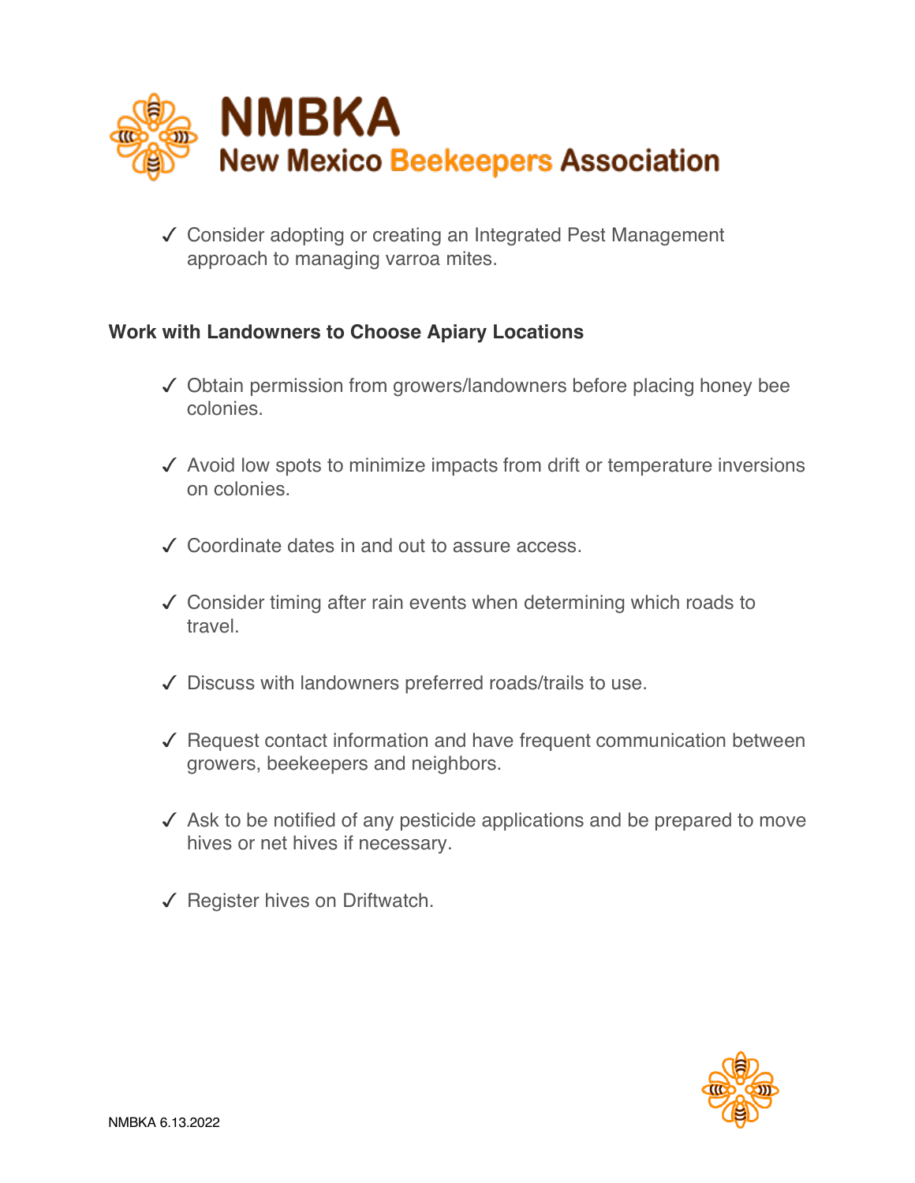✓ Consider adopting or creating an Integrated Pest Management approach to managing varroa mites.

**Work with Landowners to Choose Apiary Locations**

✓ Obtain permission from growers/landowners before placing honey bee colonies.

✓ Avoid low spots to minimize impacts from drift or temperature inversions on colonies.

✓ Coordinate dates in and out to assure access.

✓ Consider timing after rain events when determining which roads to travel.

✓ Discuss with landowners preferred roads/trails to use.

✓ Request contact information and have frequent communication between growers, beekeepers and neighbors.

✓ Ask to be notified of any pesticide applications and be prepared to move hives or net hives if necessary.

✓ Register hives on Driftwatch.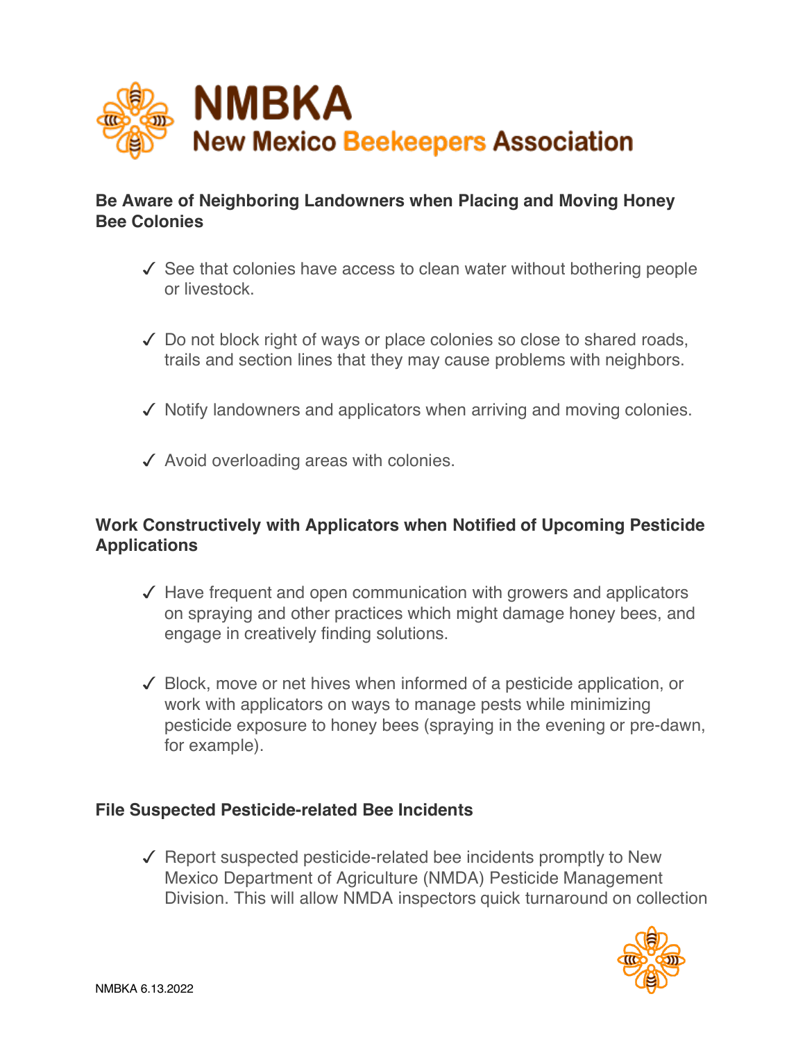# NMBKA
## New Mexico Beekeepers Association

### Be Aware of Neighboring Landowners when Placing and Moving Honey Bee Colonies

- ✓ See that colonies have access to clean water without bothering people or livestock.
- ✓ Do not block right of ways or place colonies so close to shared roads, trails and section lines that they may cause problems with neighbors.
- ✓ Notify landowners and applicators when arriving and moving colonies.
- ✓ Avoid overloading areas with colonies.

### Work Constructively with Applicators when Notified of Upcoming Pesticide Applications

- ✓ Have frequent and open communication with growers and applicators on spraying and other practices which might damage honey bees, and engage in creatively finding solutions.
- ✓ Block, move or net hives when informed of a pesticide application, or work with applicators on ways to manage pests while minimizing pesticide exposure to honey bees (spraying in the evening or pre-dawn, for example).

### File Suspected Pesticide-related Bee Incidents

- ✓ Report suspected pesticide-related bee incidents promptly to New Mexico Department of Agriculture (NMDA) Pesticide Management Division. This will allow NMDA inspectors quick turnaround on collection

NMBKA 6.13.2022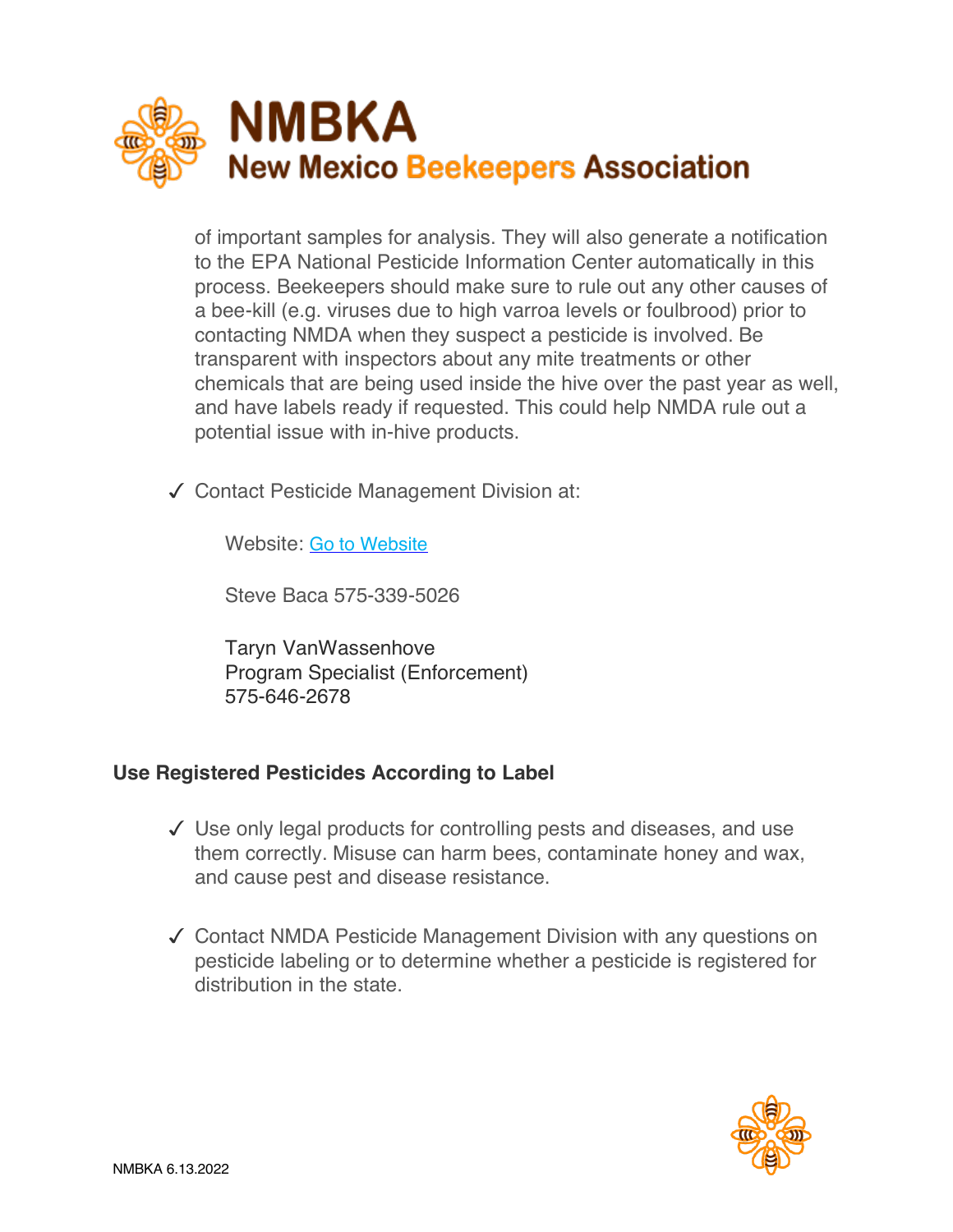of important samples for analysis. They will also generate a notification to the EPA National Pesticide Information Center automatically in this process. Beekeepers should make sure to rule out any other causes of a bee-kill (e.g. viruses due to high varroa levels or foulbrood) prior to contacting NMDA when they suspect a pesticide is involved. Be transparent with inspectors about any mite treatments or other chemicals that are being used inside the hive over the past year as well, and have labels ready if requested. This could help NMDA rule out a potential issue with in-hive products.

✓ Contact Pesticide Management Division at:

Website: Go to Website

Steve Baca 575-339-5026

Taryn VanWassenhove
Program Specialist (Enforcement)
575-646-2678

**Use Registered Pesticides According to Label**

✓ Use only legal products for controlling pests and diseases, and use them correctly. Misuse can harm bees, contaminate honey and wax, and cause pest and disease resistance.

✓ Contact NMDA Pesticide Management Division with any questions on pesticide labeling or to determine whether a pesticide is registered for distribution in the state.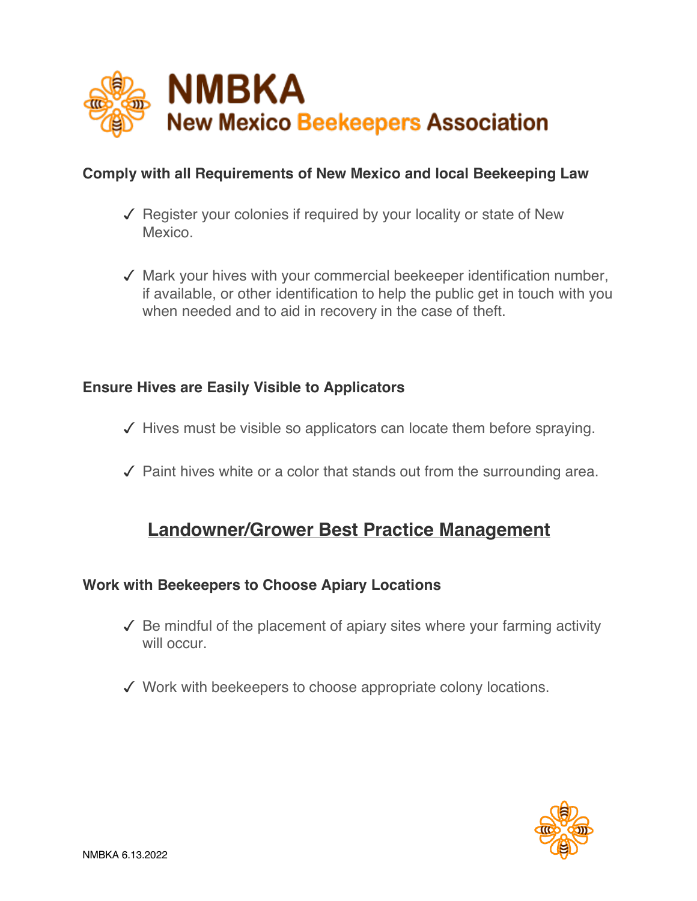# NMBKA
## New Mexico Beekeepers Association

**Comply with all Requirements of New Mexico and local Beekeeping Law**

- ✓ Register your colonies if required by your locality or state of New Mexico.
- ✓ Mark your hives with your commercial beekeeper identification number, if available, or other identification to help the public get in touch with you when needed and to aid in recovery in the case of theft.

**Ensure Hives are Easily Visible to Applicators**

- ✓ Hives must be visible so applicators can locate them before spraying.
- ✓ Paint hives white or a color that stands out from the surrounding area.

## Landowner/Grower Best Practice Management

**Work with Beekeepers to Choose Apiary Locations**

- ✓ Be mindful of the placement of apiary sites where your farming activity will occur.
- ✓ Work with beekeepers to choose appropriate colony locations.

NMBKA 6.13.2022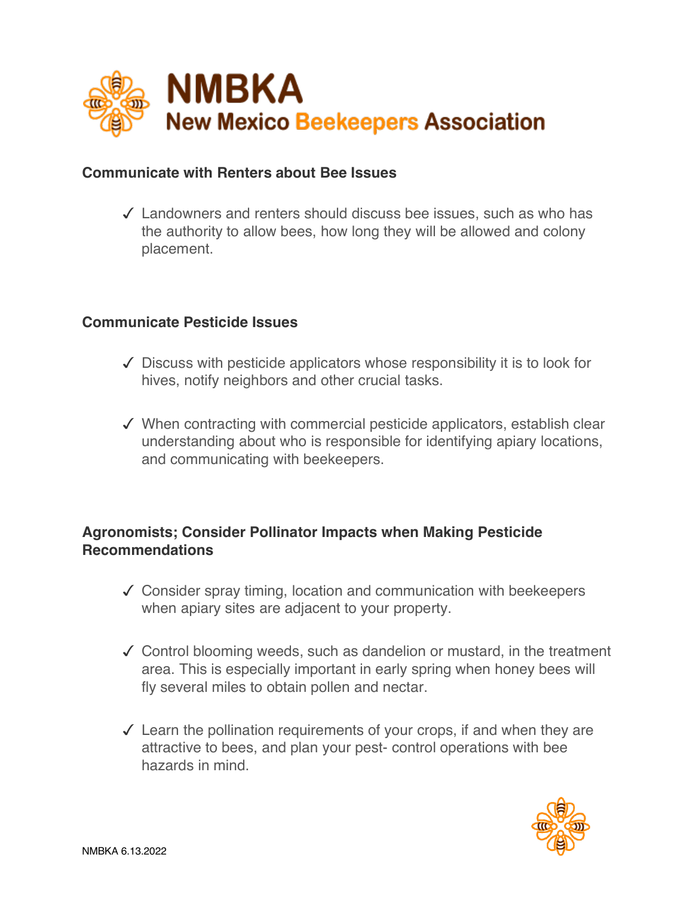## Communicate with Renters about Bee Issues

- ✓ Landowners and renters should discuss bee issues, such as who has the authority to allow bees, how long they will be allowed and colony placement.

## Communicate Pesticide Issues

- ✓ Discuss with pesticide applicators whose responsibility it is to look for hives, notify neighbors and other crucial tasks.
- ✓ When contracting with commercial pesticide applicators, establish clear understanding about who is responsible for identifying apiary locations, and communicating with beekeepers.

## Agronomists; Consider Pollinator Impacts when Making Pesticide Recommendations

- ✓ Consider spray timing, location and communication with beekeepers when apiary sites are adjacent to your property.
- ✓ Control blooming weeds, such as dandelion or mustard, in the treatment area. This is especially important in early spring when honey bees will fly several miles to obtain pollen and nectar.
- ✓ Learn the pollination requirements of your crops, if and when they are attractive to bees, and plan your pest- control operations with bee hazards in mind.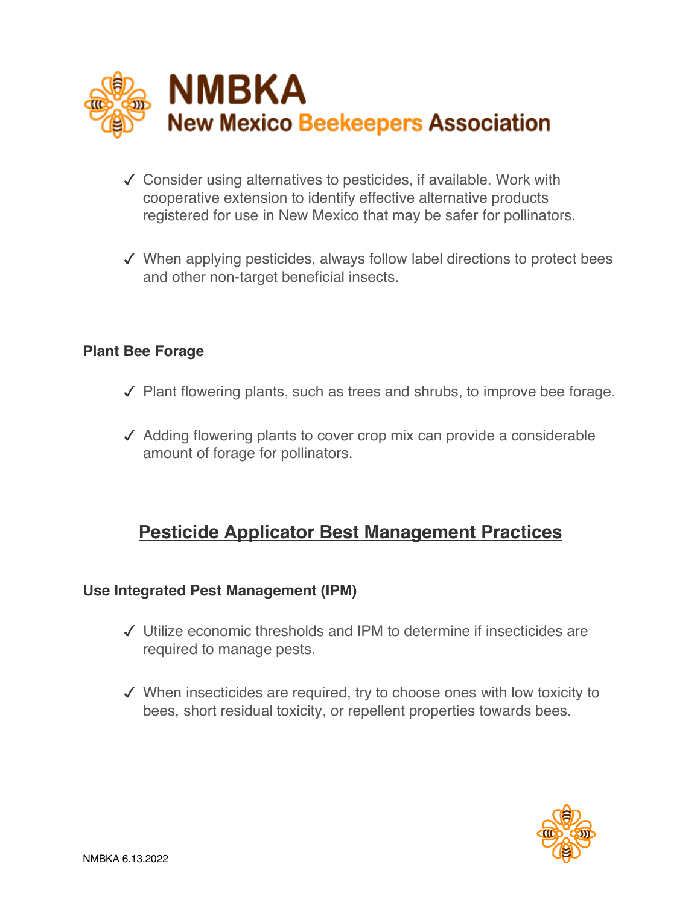- ✓ Consider using alternatives to pesticides, if available. Work with cooperative extension to identify effective alternative products registered for use in New Mexico that may be safer for pollinators.

- ✓ When applying pesticides, always follow label directions to protect bees and other non-target beneficial insects.

### Plant Bee Forage

- ✓ Plant flowering plants, such as trees and shrubs, to improve bee forage.

- ✓ Adding flowering plants to cover crop mix can provide a considerable amount of forage for pollinators.

## Pesticide Applicator Best Management Practices

### Use Integrated Pest Management (IPM)

- ✓ Utilize economic thresholds and IPM to determine if insecticides are required to manage pests.

- ✓ When insecticides are required, try to choose ones with low toxicity to bees, short residual toxicity, or repellent properties towards bees.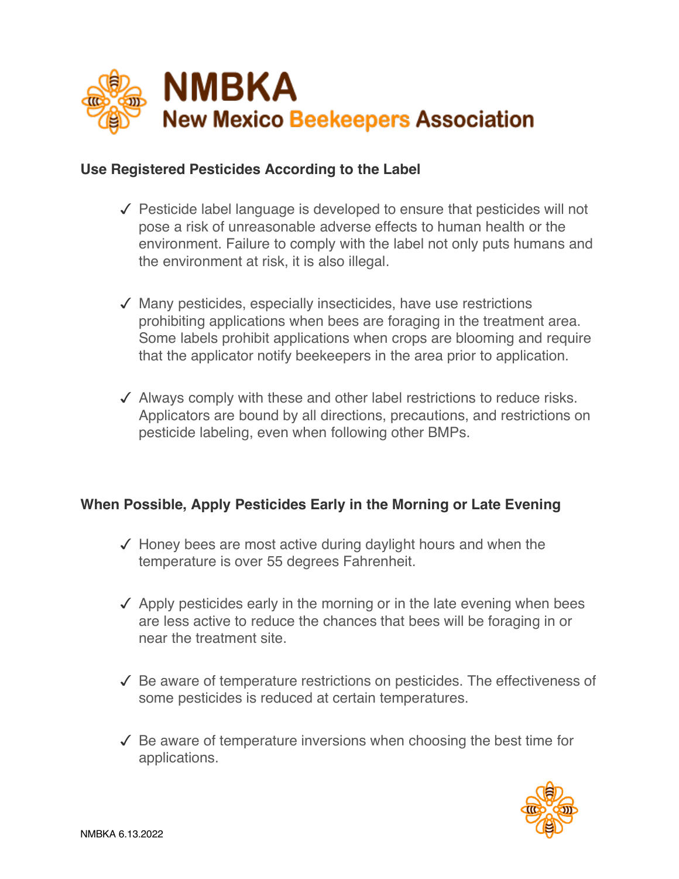## Use Registered Pesticides According to the Label

✓ Pesticide label language is developed to ensure that pesticides will not pose a risk of unreasonable adverse effects to human health or the environment. Failure to comply with the label not only puts humans and the environment at risk, it is also illegal.

✓ Many pesticides, especially insecticides, have use restrictions prohibiting applications when bees are foraging in the treatment area. Some labels prohibit applications when crops are blooming and require that the applicator notify beekeepers in the area prior to application.

✓ Always comply with these and other label restrictions to reduce risks. Applicators are bound by all directions, precautions, and restrictions on pesticide labeling, even when following other BMPs.

## When Possible, Apply Pesticides Early in the Morning or Late Evening

✓ Honey bees are most active during daylight hours and when the temperature is over 55 degrees Fahrenheit.

✓ Apply pesticides early in the morning or in the late evening when bees are less active to reduce the chances that bees will be foraging in or near the treatment site.

✓ Be aware of temperature restrictions on pesticides. The effectiveness of some pesticides is reduced at certain temperatures.

✓ Be aware of temperature inversions when choosing the best time for applications.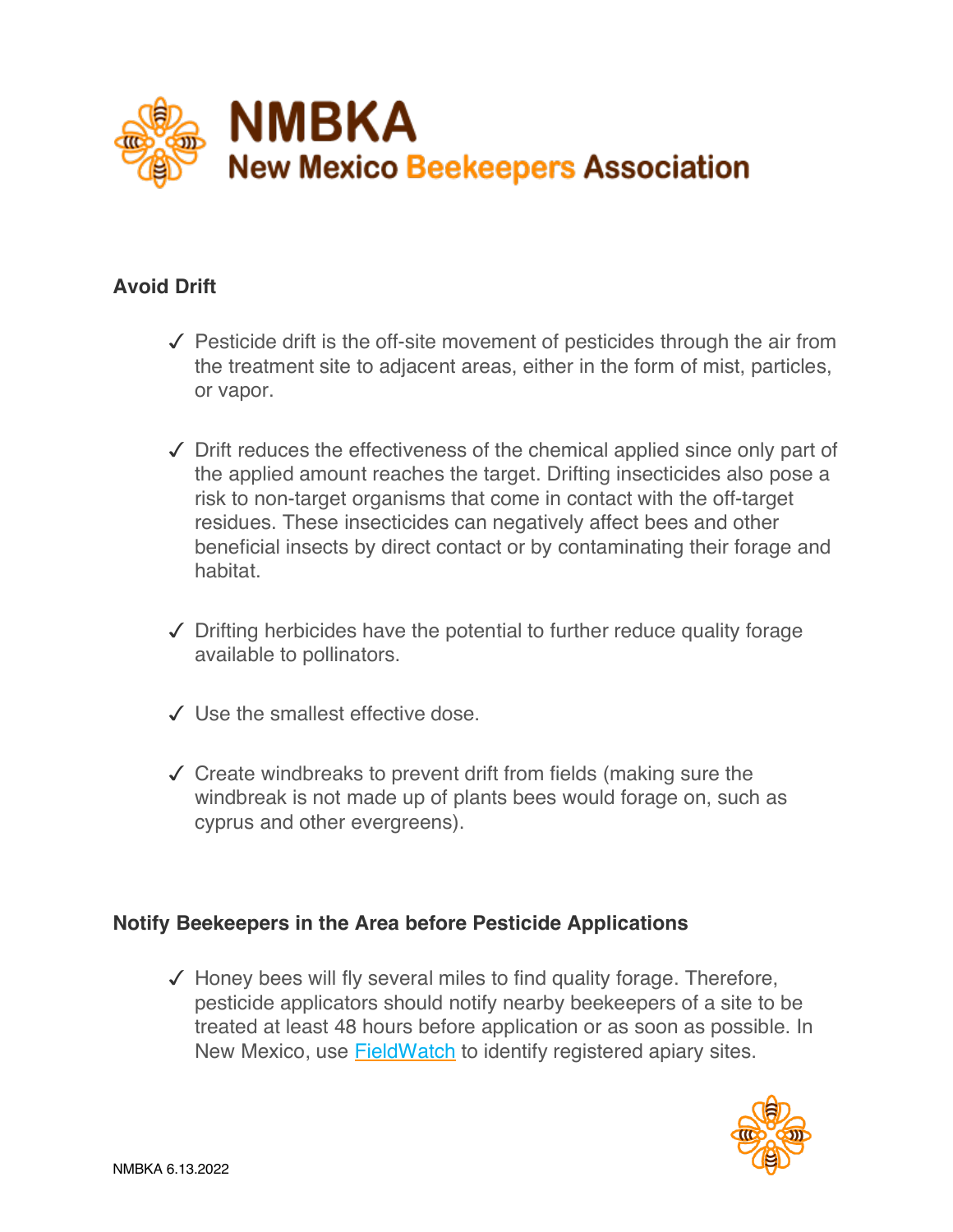## Avoid Drift

- ✓ Pesticide drift is the off-site movement of pesticides through the air from the treatment site to adjacent areas, either in the form of mist, particles, or vapor.
- ✓ Drift reduces the effectiveness of the chemical applied since only part of the applied amount reaches the target. Drifting insecticides also pose a risk to non-target organisms that come in contact with the off-target residues. These insecticides can negatively affect bees and other beneficial insects by direct contact or by contaminating their forage and habitat.
- ✓ Drifting herbicides have the potential to further reduce quality forage available to pollinators.
- ✓ Use the smallest effective dose.
- ✓ Create windbreaks to prevent drift from fields (making sure the windbreak is not made up of plants bees would forage on, such as cyprus and other evergreens).

## Notify Beekeepers in the Area before Pesticide Applications

- ✓ Honey bees will fly several miles to find quality forage. Therefore, pesticide applicators should notify nearby beekeepers of a site to be treated at least 48 hours before application or as soon as possible. In New Mexico, use FieldWatch to identify registered apiary sites.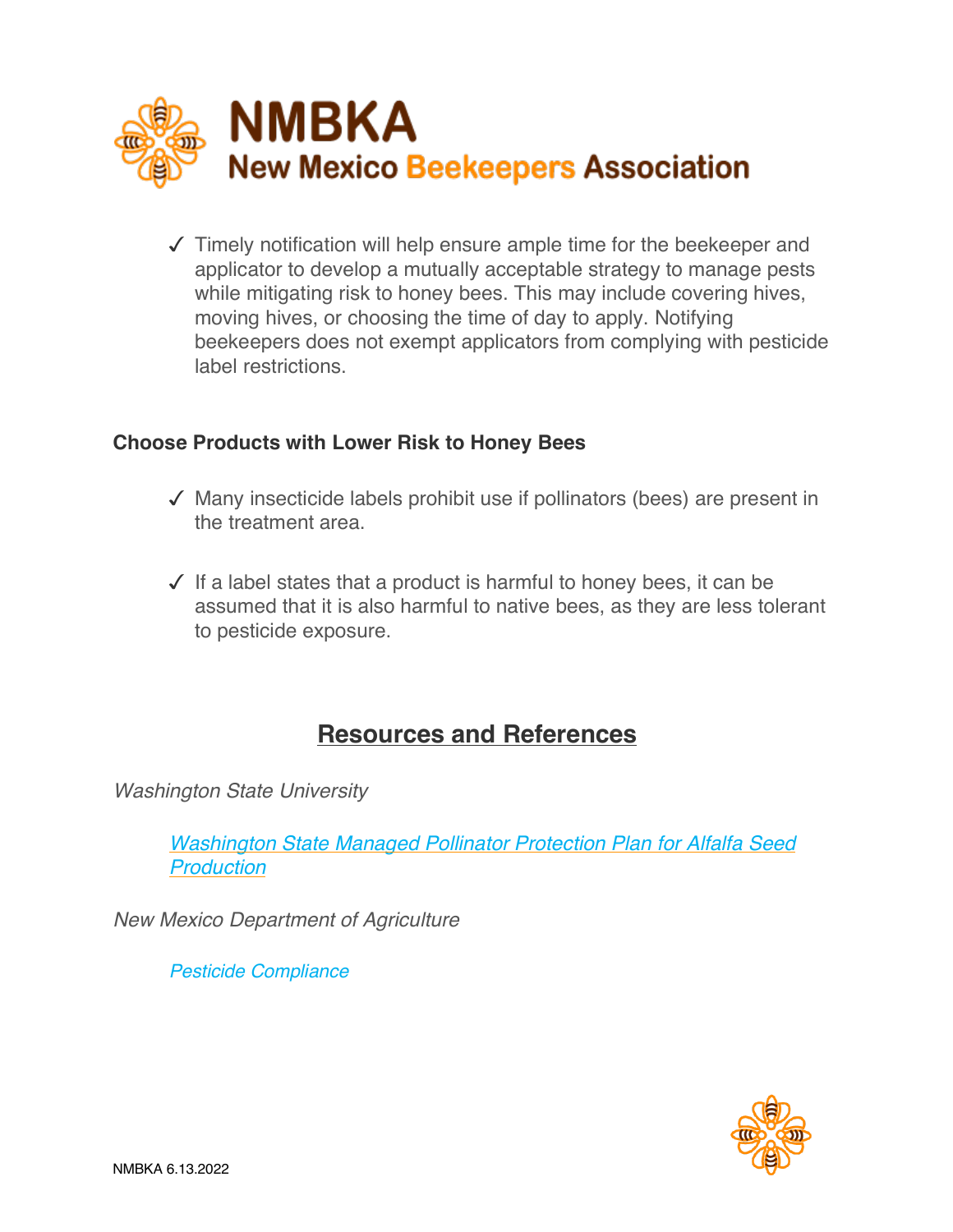- ✓ Timely notification will help ensure ample time for the beekeeper and applicator to develop a mutually acceptable strategy to manage pests while mitigating risk to honey bees. This may include covering hives, moving hives, or choosing the time of day to apply. Notifying beekeepers does not exempt applicators from complying with pesticide label restrictions.

**Choose Products with Lower Risk to Honey Bees**

- ✓ Many insecticide labels prohibit use if pollinators (bees) are present in the treatment area.

- ✓ If a label states that a product is harmful to honey bees, it can be assumed that it is also harmful to native bees, as they are less tolerant to pesticide exposure.

## Resources and References

*Washington State University*

> *Washington State Managed Pollinator Protection Plan for Alfalfa Seed Production*

*New Mexico Department of Agriculture*

> *Pesticide Compliance*

NMBKA 6.13.2022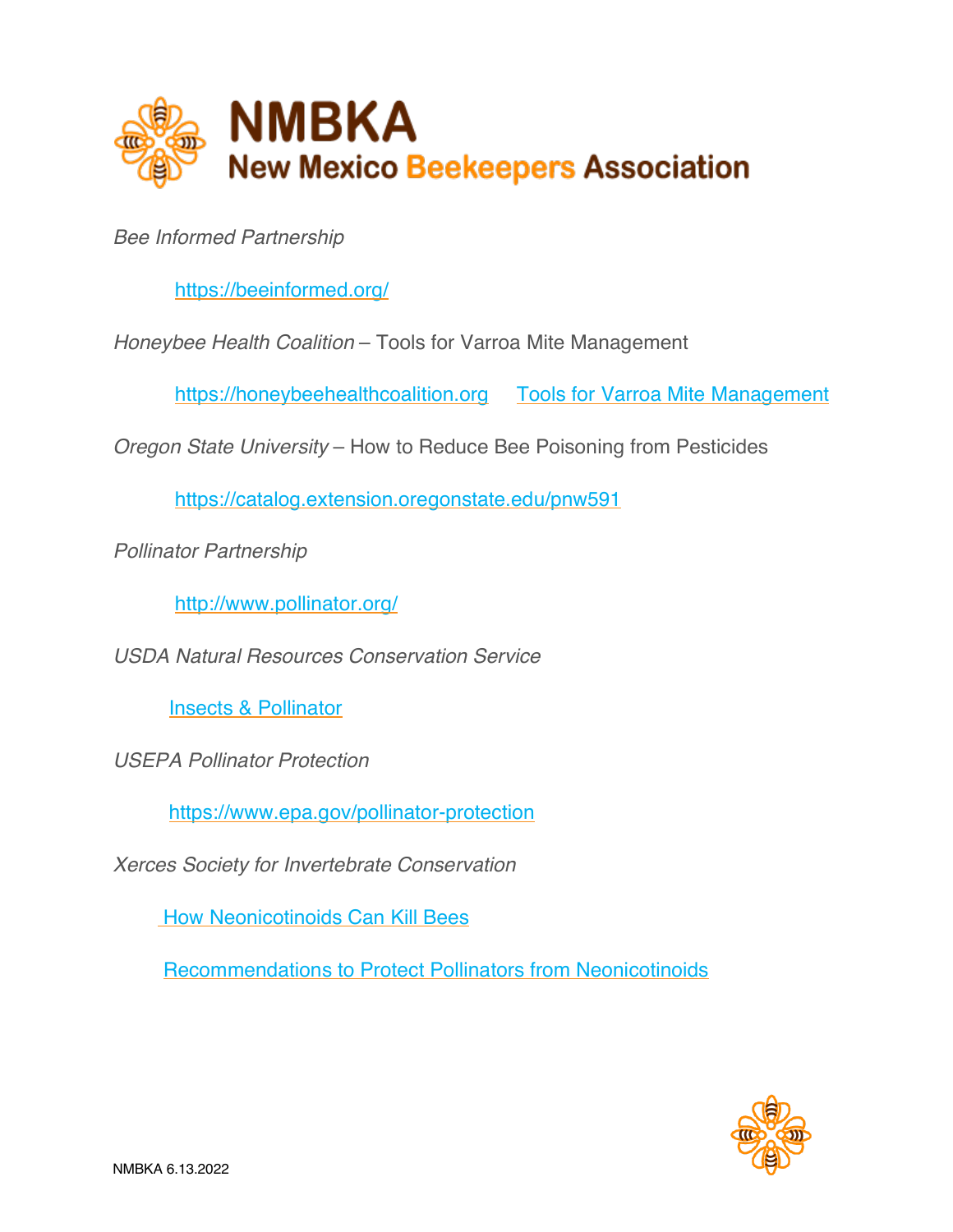# NMBKA

## New Mexico Beekeepers Association

*Bee Informed Partnership*

https://beeinformed.org/

*Honeybee Health Coalition* – Tools for Varroa Mite Management

https://honeybeehealthcoalition.org     Tools for Varroa Mite Management

*Oregon State University* – How to Reduce Bee Poisoning from Pesticides

https://catalog.extension.oregonstate.edu/pnw591

*Pollinator Partnership*

http://www.pollinator.org/

*USDA Natural Resources Conservation Service*

Insects & Pollinator

*USEPA Pollinator Protection*

https://www.epa.gov/pollinator-protection

*Xerces Society for Invertebrate Conservation*

How Neonicotinoids Can Kill Bees

Recommendations to Protect Pollinators from Neonicotinoids

NMBKA 6.13.2022